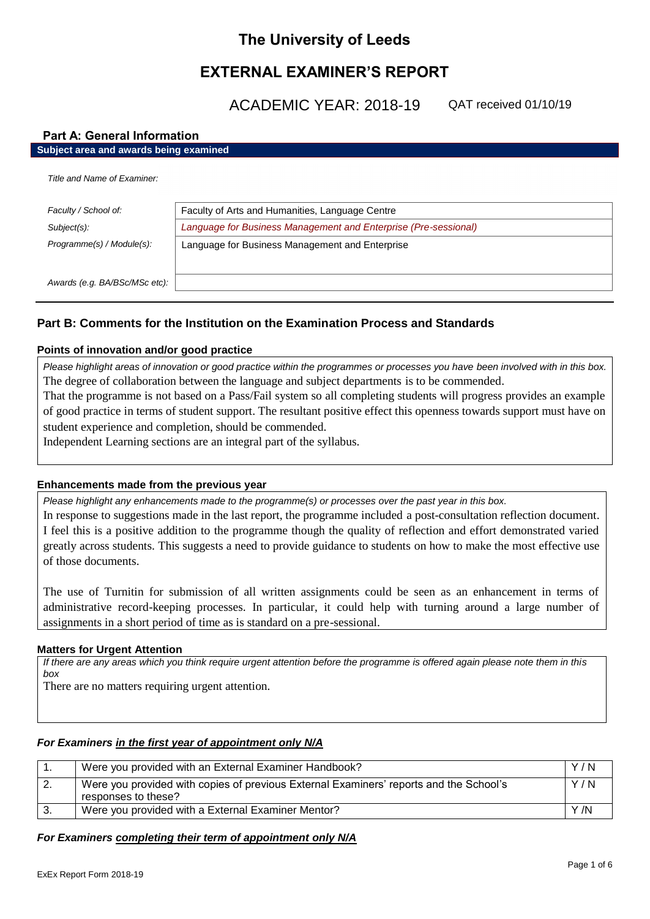# The University of Leeds

## EXTERNAL EXAMINER'S REPORT

ACADEMIC YEAR: 2018-19 QAT received 01/10/19

### Part A: General Information

**Subject area and awards being examined**

*Title and Name of Examiner:*

| | |
|---|---|
| *Faculty / School of:* | Faculty of Arts and Humanities, Language Centre |
| *Subject(s):* | *Language for Business Management and Enterprise (Pre-sessional)* |
| *Programme(s) / Module(s):* | Language for Business Management and Enterprise |
| *Awards (e.g. BA/BSc/MSc etc):* | |

### Part B: Comments for the Institution on the Examination Process and Standards

**Points of innovation and/or good practice**

*Please highlight areas of innovation or good practice within the programmes or processes you have been involved with in this box.*

The degree of collaboration between the language and subject departments is to be commended.

That the programme is not based on a Pass/Fail system so all completing students will progress provides an example of good practice in terms of student support. The resultant positive effect this openness towards support must have on student experience and completion, should be commended.

Independent Learning sections are an integral part of the syllabus.

**Enhancements made from the previous year**

*Please highlight any enhancements made to the programme(s) or processes over the past year in this box.*

In response to suggestions made in the last report, the programme included a post-consultation reflection document. I feel this is a positive addition to the programme though the quality of reflection and effort demonstrated varied greatly across students. This suggests a need to provide guidance to students on how to make the most effective use of those documents.

The use of Turnitin for submission of all written assignments could be seen as an enhancement in terms of administrative record-keeping processes. In particular, it could help with turning around a large number of assignments in a short period of time as is standard on a pre-sessional.

**Matters for Urgent Attention**

*If there are any areas which you think require urgent attention before the programme is offered again please note them in this box*

There are no matters requiring urgent attention.

***For Examiners in the first year of appointment only N/A***

| | | |
|---|---|---|
| 1. | Were you provided with an External Examiner Handbook? | Y / N |
| 2. | Were you provided with copies of previous External Examiners' reports and the School's responses to these? | Y / N |
| 3. | Were you provided with a External Examiner Mentor? | Y /N |

***For Examiners completing their term of appointment only N/A***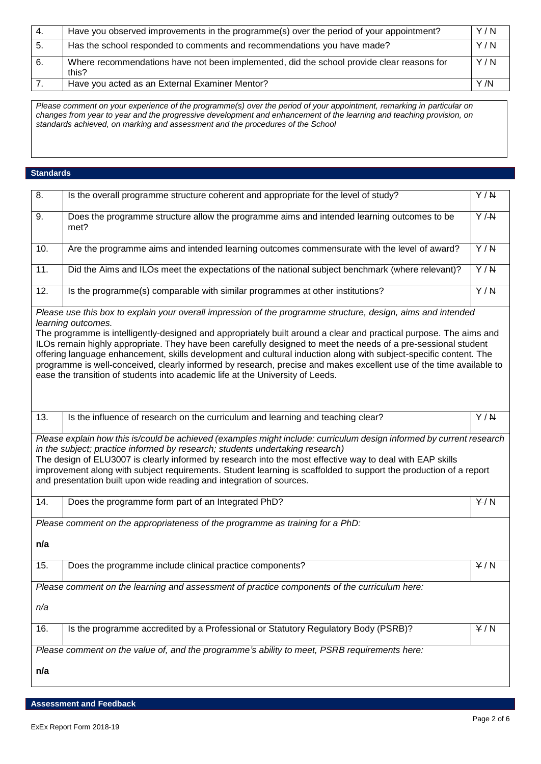| | | |
|---|---|---|
| 4. | Have you observed improvements in the programme(s) over the period of your appointment? | Y / N |
| 5. | Has the school responded to comments and recommendations you have made? | Y / N |
| 6. | Where recommendations have not been implemented, did the school provide clear reasons for this? | Y / N |
| 7. | Have you acted as an External Examiner Mentor? | Y /N |

*Please comment on your experience of the programme(s) over the period of your appointment, remarking in particular on changes from year to year and the progressive development and enhancement of the learning and teaching provision, on standards achieved, on marking and assessment and the procedures of the School*

## Standards

| | | |
|---|---|---|
| 8. | Is the overall programme structure coherent and appropriate for the level of study? | Y / ~~N~~ |
| 9. | Does the programme structure allow the programme aims and intended learning outcomes to be met? | Y / ~~N~~ |
| 10. | Are the programme aims and intended learning outcomes commensurate with the level of award? | Y / ~~N~~ |
| 11. | Did the Aims and ILOs meet the expectations of the national subject benchmark (where relevant)? | Y / ~~N~~ |
| 12. | Is the programme(s) comparable with similar programmes at other institutions? | Y / ~~N~~ |

*Please use this box to explain your overall impression of the programme structure, design, aims and intended learning outcomes.*

The programme is intelligently-designed and appropriately built around a clear and practical purpose. The aims and ILOs remain highly appropriate. They have been carefully designed to meet the needs of a pre-sessional student offering language enhancement, skills development and cultural induction along with subject-specific content. The programme is well-conceived, clearly informed by research, precise and makes excellent use of the time available to ease the transition of students into academic life at the University of Leeds.

| | | |
|---|---|---|
| 13. | Is the influence of research on the curriculum and learning and teaching clear? | Y / ~~N~~ |

*Please explain how this is/could be achieved (examples might include: curriculum design informed by current research in the subject; practice informed by research; students undertaking research)*

The design of ELU3007 is clearly informed by research into the most effective way to deal with EAP skills improvement along with subject requirements. Student learning is scaffolded to support the production of a report and presentation built upon wide reading and integration of sources.

| | | |
|---|---|---|
| 14. | Does the programme form part of an Integrated PhD? | ~~Y~~ / N |

*Please comment on the appropriateness of the programme as training for a PhD:*

**n/a**

| | | |
|---|---|---|
| 15. | Does the programme include clinical practice components? | ~~Y~~ / N |

*Please comment on the learning and assessment of practice components of the curriculum here:*

*n/a*

| | | |
|---|---|---|
| 16. | Is the programme accredited by a Professional or Statutory Regulatory Body (PSRB)? | ~~Y~~ / N |

*Please comment on the value of, and the programme's ability to meet, PSRB requirements here:*

**n/a**

## Assessment and Feedback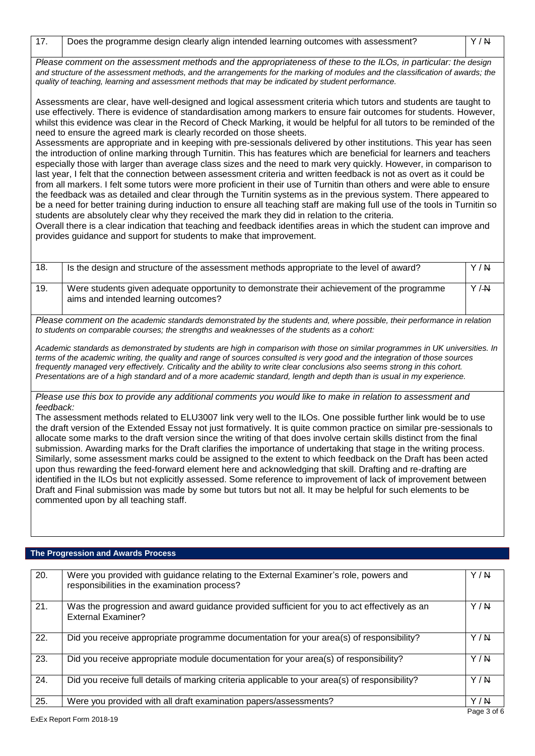| 17. | Does the programme design clearly align intended learning outcomes with assessment? | Y / ~~N~~ |
|---|---|---|

*Please comment on the assessment methods and the appropriateness of these to the ILOs, in particular: the design and structure of the assessment methods, and the arrangements for the marking of modules and the classification of awards; the quality of teaching, learning and assessment methods that may be indicated by student performance.*

Assessments are clear, have well-designed and logical assessment criteria which tutors and students are taught to use effectively. There is evidence of standardisation among markers to ensure fair outcomes for students. However, whilst this evidence was clear in the Record of Check Marking, it would be helpful for all tutors to be reminded of the need to ensure the agreed mark is clearly recorded on those sheets.

Assessments are appropriate and in keeping with pre-sessionals delivered by other institutions. This year has seen the introduction of online marking through Turnitin. This has features which are beneficial for learners and teachers especially those with larger than average class sizes and the need to mark very quickly. However, in comparison to last year, I felt that the connection between assessment criteria and written feedback is not as overt as it could be from all markers. I felt some tutors were more proficient in their use of Turnitin than others and were able to ensure the feedback was as detailed and clear through the Turnitin systems as in the previous system. There appeared to be a need for better training during induction to ensure all teaching staff are making full use of the tools in Turnitin so students are absolutely clear why they received the mark they did in relation to the criteria.

Overall there is a clear indication that teaching and feedback identifies areas in which the student can improve and provides guidance and support for students to make that improvement.

| 18. | Is the design and structure of the assessment methods appropriate to the level of award? | Y / ~~N~~ |
|---|---|---|
| 19. | Were students given adequate opportunity to demonstrate their achievement of the programme aims and intended learning outcomes? | Y / ~~N~~ |

*Please comment on the academic standards demonstrated by the students and, where possible, their performance in relation to students on comparable courses; the strengths and weaknesses of the students as a cohort:*

*Academic standards as demonstrated by students are high in comparison with those on similar programmes in UK universities. In terms of the academic writing, the quality and range of sources consulted is very good and the integration of those sources frequently managed very effectively. Criticality and the ability to write clear conclusions also seems strong in this cohort. Presentations are of a high standard and of a more academic standard, length and depth than is usual in my experience.*

*Please use this box to provide any additional comments you would like to make in relation to assessment and feedback:*

The assessment methods related to ELU3007 link very well to the ILOs. One possible further link would be to use the draft version of the Extended Essay not just formatively. It is quite common practice on similar pre-sessionals to allocate some marks to the draft version since the writing of that does involve certain skills distinct from the final submission. Awarding marks for the Draft clarifies the importance of undertaking that stage in the writing process. Similarly, some assessment marks could be assigned to the extent to which feedback on the Draft has been acted upon thus rewarding the feed-forward element here and acknowledging that skill. Drafting and re-drafting are identified in the ILOs but not explicitly assessed. Some reference to improvement of lack of improvement between Draft and Final submission was made by some but tutors but not all. It may be helpful for such elements to be commented upon by all teaching staff.

## The Progression and Awards Process

| 20. | Were you provided with guidance relating to the External Examiner's role, powers and responsibilities in the examination process? | Y / ~~N~~ |
|---|---|---|
| 21. | Was the progression and award guidance provided sufficient for you to act effectively as an External Examiner? | Y / ~~N~~ |
| 22. | Did you receive appropriate programme documentation for your area(s) of responsibility? | Y / ~~N~~ |
| 23. | Did you receive appropriate module documentation for your area(s) of responsibility? | Y / ~~N~~ |
| 24. | Did you receive full details of marking criteria applicable to your area(s) of responsibility? | Y / ~~N~~ |
| 25. | Were you provided with all draft examination papers/assessments? | Y / ~~N~~ |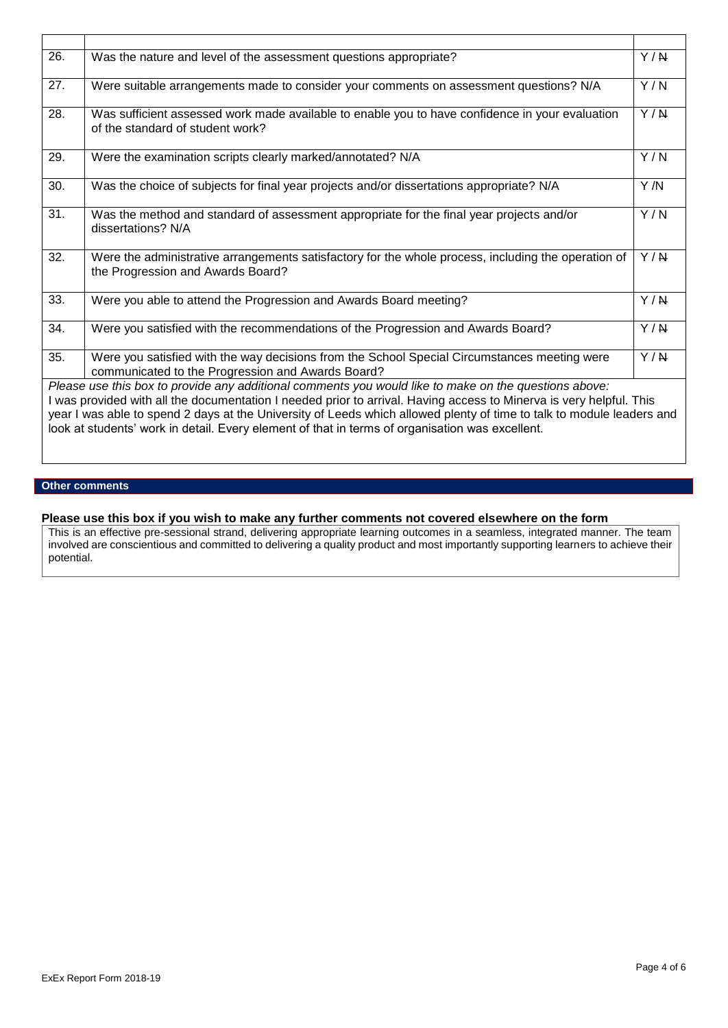| | | |
|---|---|---|
| 26. | Was the nature and level of the assessment questions appropriate? | Y / ~~N~~ |
| 27. | Were suitable arrangements made to consider your comments on assessment questions? N/A | Y / N |
| 28. | Was sufficient assessed work made available to enable you to have confidence in your evaluation of the standard of student work? | Y / ~~N~~ |
| 29. | Were the examination scripts clearly marked/annotated? N/A | Y / N |
| 30. | Was the choice of subjects for final year projects and/or dissertations appropriate? N/A | Y /N |
| 31. | Was the method and standard of assessment appropriate for the final year projects and/or dissertations? N/A | Y / N |
| 32. | Were the administrative arrangements satisfactory for the whole process, including the operation of the Progression and Awards Board? | Y / ~~N~~ |
| 33. | Were you able to attend the Progression and Awards Board meeting? | Y / ~~N~~ |
| 34. | Were you satisfied with the recommendations of the Progression and Awards Board? | Y / ~~N~~ |
| 35. | Were you satisfied with the way decisions from the School Special Circumstances meeting were communicated to the Progression and Awards Board? | Y / ~~N~~ |

*Please use this box to provide any additional comments you would like to make on the questions above:*

I was provided with all the documentation I needed prior to arrival. Having access to Minerva is very helpful. This year I was able to spend 2 days at the University of Leeds which allowed plenty of time to talk to module leaders and look at students' work in detail. Every element of that in terms of organisation was excellent.

## Other comments

**Please use this box if you wish to make any further comments not covered elsewhere on the form**

This is an effective pre-sessional strand, delivering appropriate learning outcomes in a seamless, integrated manner. The team involved are conscientious and committed to delivering a quality product and most importantly supporting learners to achieve their potential.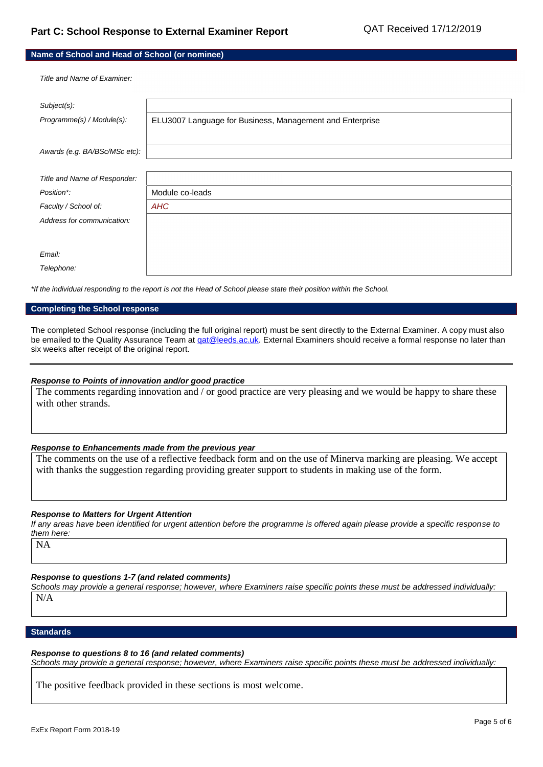## Part C: School Response to External Examiner Report

QAT Received 17/12/2019

### Name of School and Head of School (or nominee)

*Title and Name of Examiner:*

| | |
|---|---|
| *Subject(s):* | |
| *Programme(s) / Module(s):* | ELU3007 Language for Business, Management and Enterprise |
| *Awards (e.g. BA/BSc/MSc etc):* | |

| | |
|---|---|
| *Title and Name of Responder:* | |
| *Position\*:* | Module co-leads |
| *Faculty / School of:* | *AHC* |
| *Address for communication:* | |
| *Email:* | |
| *Telephone:* | |

*\*If the individual responding to the report is not the Head of School please state their position within the School.*

### Completing the School response

The completed School response (including the full original report) must be sent directly to the External Examiner. A copy must also be emailed to the Quality Assurance Team at qat@leeds.ac.uk. External Examiners should receive a formal response no later than six weeks after receipt of the original report.

---

***Response to Points of innovation and/or good practice***

The comments regarding innovation and / or good practice are very pleasing and we would be happy to share these with other strands.

***Response to Enhancements made from the previous year***

The comments on the use of a reflective feedback form and on the use of Minerva marking are pleasing. We accept with thanks the suggestion regarding providing greater support to students in making use of the form.

***Response to Matters for Urgent Attention***

*If any areas have been identified for urgent attention before the programme is offered again please provide a specific response to them here:*

NA

***Response to questions 1-7 (and related comments)***

*Schools may provide a general response; however, where Examiners raise specific points these must be addressed individually:*

N/A

### Standards

***Response to questions 8 to 16 (and related comments)***

*Schools may provide a general response; however, where Examiners raise specific points these must be addressed individually:*

The positive feedback provided in these sections is most welcome.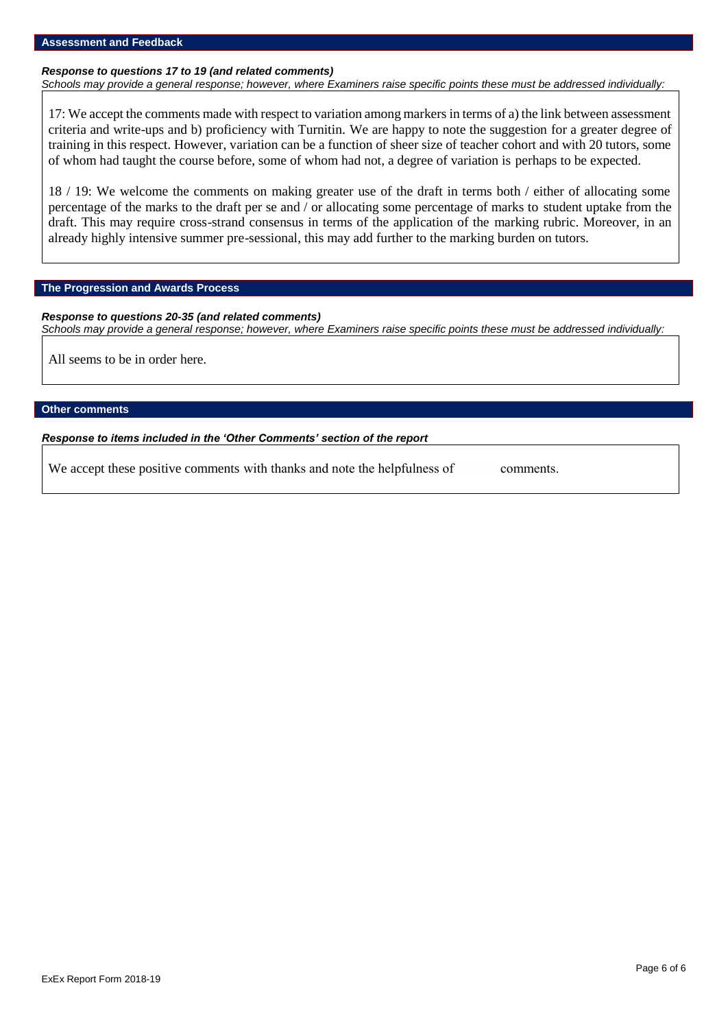## Assessment and Feedback

***Response to questions 17 to 19 (and related comments)***

*Schools may provide a general response; however, where Examiners raise specific points these must be addressed individually:*

17: We accept the comments made with respect to variation among markers in terms of a) the link between assessment criteria and write-ups and b) proficiency with Turnitin. We are happy to note the suggestion for a greater degree of training in this respect. However, variation can be a function of sheer size of teacher cohort and with 20 tutors, some of whom had taught the course before, some of whom had not, a degree of variation is perhaps to be expected.

18 / 19: We welcome the comments on making greater use of the draft in terms both / either of allocating some percentage of the marks to the draft per se and / or allocating some percentage of marks to student uptake from the draft. This may require cross-strand consensus in terms of the application of the marking rubric. Moreover, in an already highly intensive summer pre-sessional, this may add further to the marking burden on tutors.

## The Progression and Awards Process

***Response to questions 20-35 (and related comments)***

*Schools may provide a general response; however, where Examiners raise specific points these must be addressed individually:*

All seems to be in order here.

## Other comments

***Response to items included in the 'Other Comments' section of the report***

We accept these positive comments with thanks and note the helpfulness of comments.

ExEx Report Form 2018-19